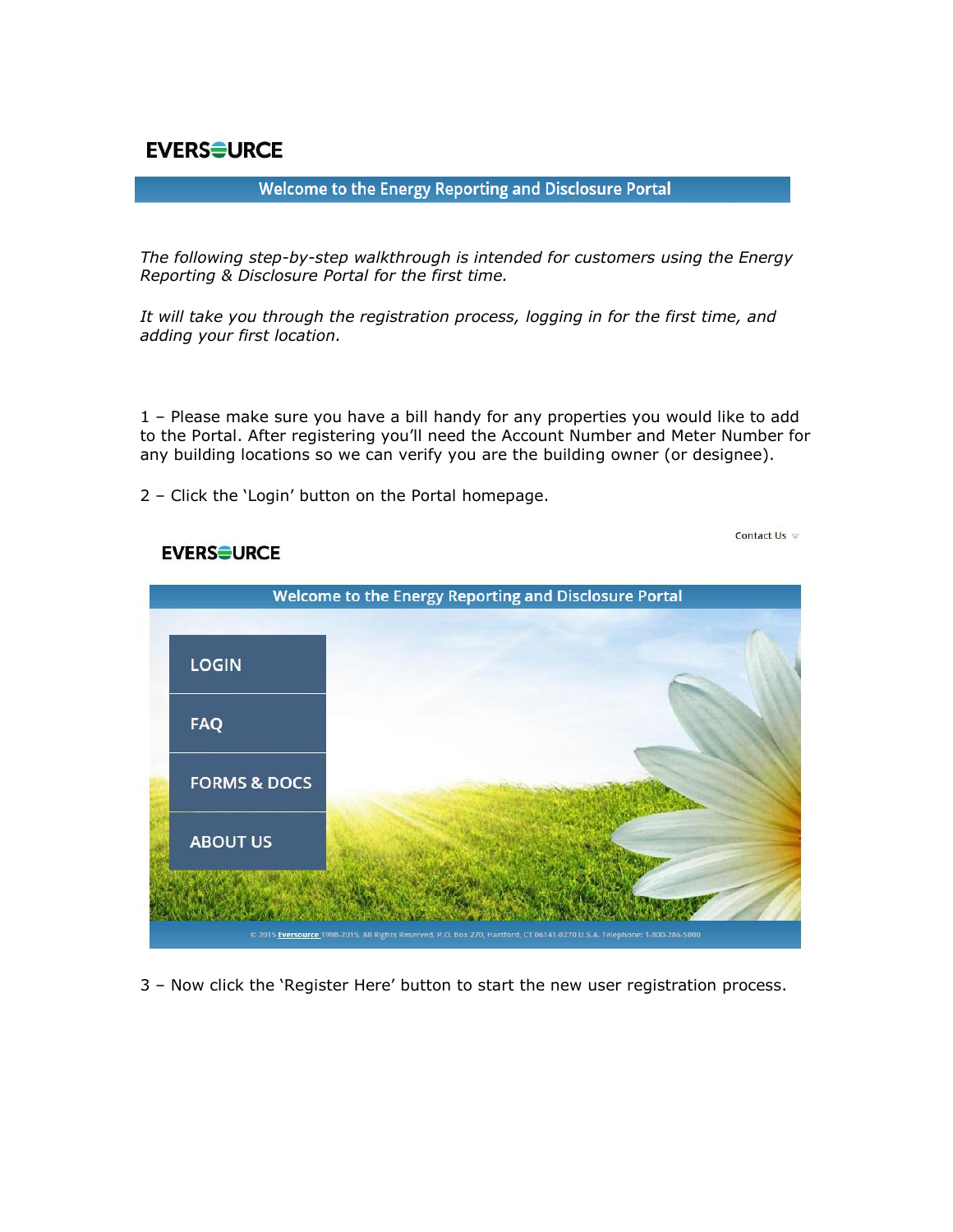EVERSOURCE

## Welcome to the Energy Reporting and Disclosure Portal

*The following step-by-step walkthrough is intended for customers using the Energy Reporting & Disclosure Portal for the first time.*

*It will take you through the registration process, logging in for the first time, and adding your first location.*

1 – Please make sure you have a bill handy for any properties you would like to add to the Portal. After registering you'll need the Account Number and Meter Number for any building locations so we can verify you are the building owner (or designee).

2 – Click the 'Login' button on the Portal homepage.

Contact Us

EVERSOURCE

Welcome to the Energy Reporting and Disclosure Portal

LOGIN

FAQ

FORMS & DOCS

ABOUT US

© 2015 Eversource 1998-2015. All Rights Reserved. P.O. Box 270, Hartford, CT 06141-0270 U.S.A. Telephone: 1-800-286-5000

3 – Now click the 'Register Here' button to start the new user registration process.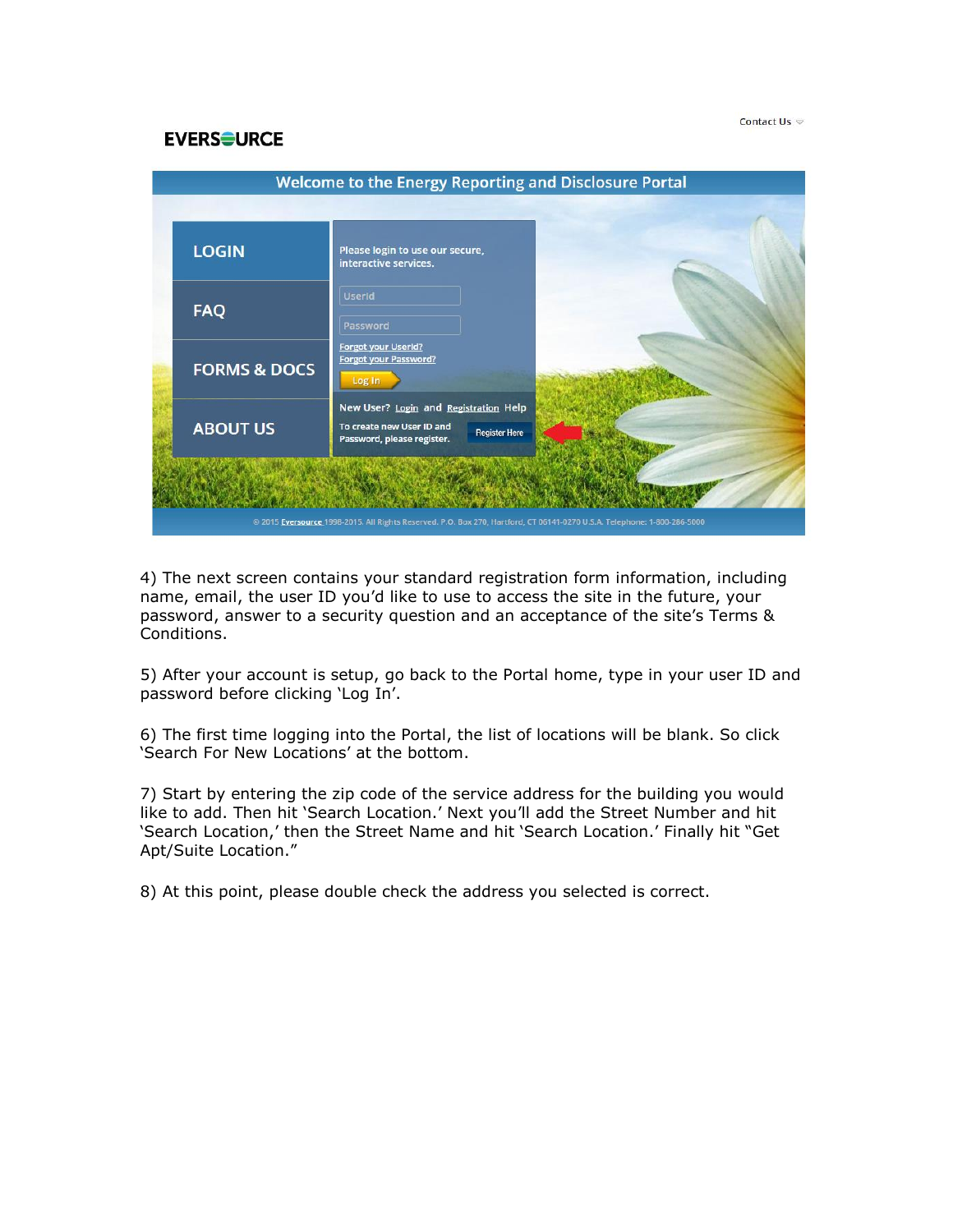4) The next screen contains your standard registration form information, including name, email, the user ID you'd like to use to access the site in the future, your password, answer to a security question and an acceptance of the site's Terms & Conditions.

5) After your account is setup, go back to the Portal home, type in your user ID and password before clicking 'Log In'.

6) The first time logging into the Portal, the list of locations will be blank. So click 'Search For New Locations' at the bottom.

7) Start by entering the zip code of the service address for the building you would like to add. Then hit 'Search Location.' Next you'll add the Street Number and hit 'Search Location,' then the Street Name and hit 'Search Location.' Finally hit "Get Apt/Suite Location."

8) At this point, please double check the address you selected is correct.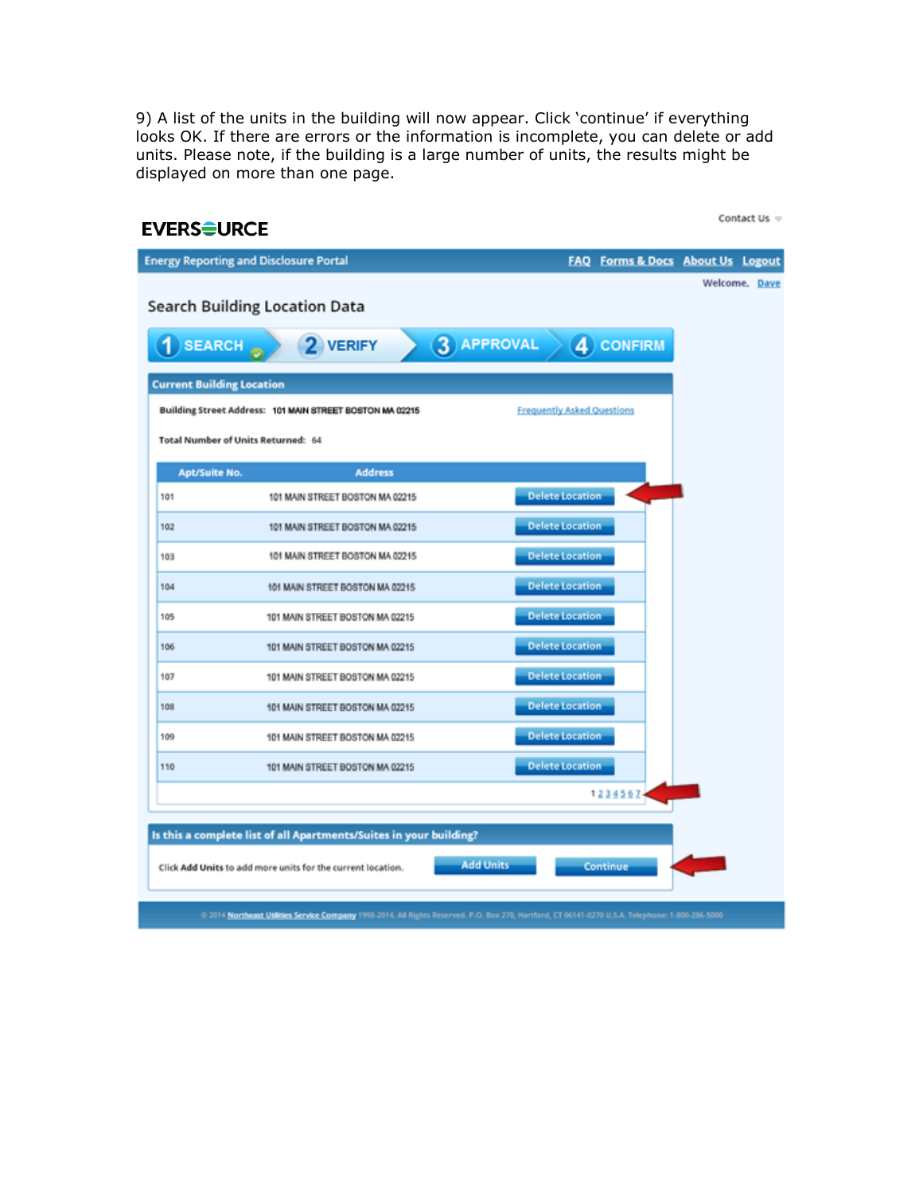9) A list of the units in the building will now appear. Click 'continue' if everything looks OK. If there are errors or the information is incomplete, you can delete or add units. Please note, if the building is a large number of units, the results might be displayed on more than one page.

EVERSOURCE

Contact Us

Energy Reporting and Disclosure Portal | FAQ | Forms & Docs | About Us | Logout

Welcome, Dave

## Search Building Location Data

1 SEARCH | 2 VERIFY | 3 APPROVAL | 4 CONFIRM

**Current Building Location**

**Building Street Address:** 101 MAIN STREET BOSTON MA 02215

Frequently Asked Questions

**Total Number of Units Returned:** 64

| Apt/Suite No. | Address | |
|---|---|---|
| 101 | 101 MAIN STREET BOSTON MA 02215 | Delete Location |
| 102 | 101 MAIN STREET BOSTON MA 02215 | Delete Location |
| 103 | 101 MAIN STREET BOSTON MA 02215 | Delete Location |
| 104 | 101 MAIN STREET BOSTON MA 02215 | Delete Location |
| 105 | 101 MAIN STREET BOSTON MA 02215 | Delete Location |
| 106 | 101 MAIN STREET BOSTON MA 02215 | Delete Location |
| 107 | 101 MAIN STREET BOSTON MA 02215 | Delete Location |
| 108 | 101 MAIN STREET BOSTON MA 02215 | Delete Location |
| 109 | 101 MAIN STREET BOSTON MA 02215 | Delete Location |
| 110 | 101 MAIN STREET BOSTON MA 02215 | Delete Location |

1 2 3 4 5 6 7

**Is this a complete list of all Apartments/Suites in your building?**

Click **Add Units** to add more units for the current location.

Add Units | Continue

© 2014 Northeast Utilities Service Company 1998-2014. All Rights Reserved. P.O. Box 270, Hartford, CT 06141-0270 U.S.A. Telephone: 1-800-286-5000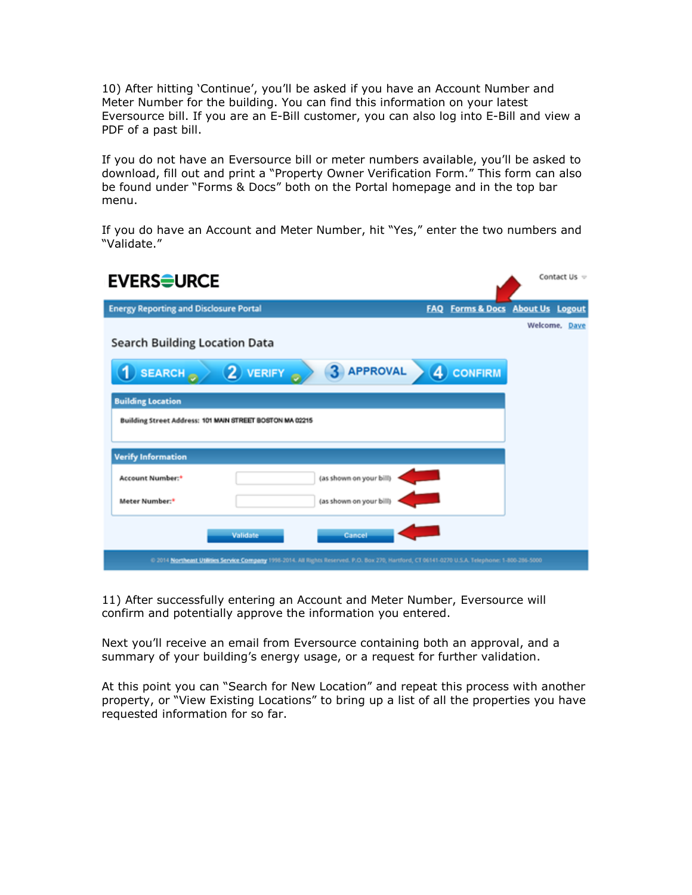10) After hitting 'Continue', you'll be asked if you have an Account Number and Meter Number for the building. You can find this information on your latest Eversource bill. If you are an E-Bill customer, you can also log into E-Bill and view a PDF of a past bill.

If you do not have an Eversource bill or meter numbers available, you'll be asked to download, fill out and print a "Property Owner Verification Form." This form can also be found under "Forms & Docs" both on the Portal homepage and in the top bar menu.

If you do have an Account and Meter Number, hit "Yes," enter the two numbers and "Validate."

EVERSOURCE

Contact Us

Energy Reporting and Disclosure Portal | FAQ | Forms & Docs | About Us | Logout

Welcome, Dave

Search Building Location Data

1 SEARCH | 2 VERIFY | 3 APPROVAL | 4 CONFIRM

**Building Location**

Building Street Address: 101 MAIN STREET BOSTON MA 02215

**Verify Information**

Account Number:* (as shown on your bill)

Meter Number:* (as shown on your bill)

Validate | Cancel

© 2014 Northeast Utilities Service Company 1998-2014. All Rights Reserved. P.O. Box 270, Hartford, CT 06141-0270 U.S.A. Telephone: 1-800-286-5000

11) After successfully entering an Account and Meter Number, Eversource will confirm and potentially approve the information you entered.

Next you'll receive an email from Eversource containing both an approval, and a summary of your building's energy usage, or a request for further validation.

At this point you can "Search for New Location" and repeat this process with another property, or "View Existing Locations" to bring up a list of all the properties you have requested information for so far.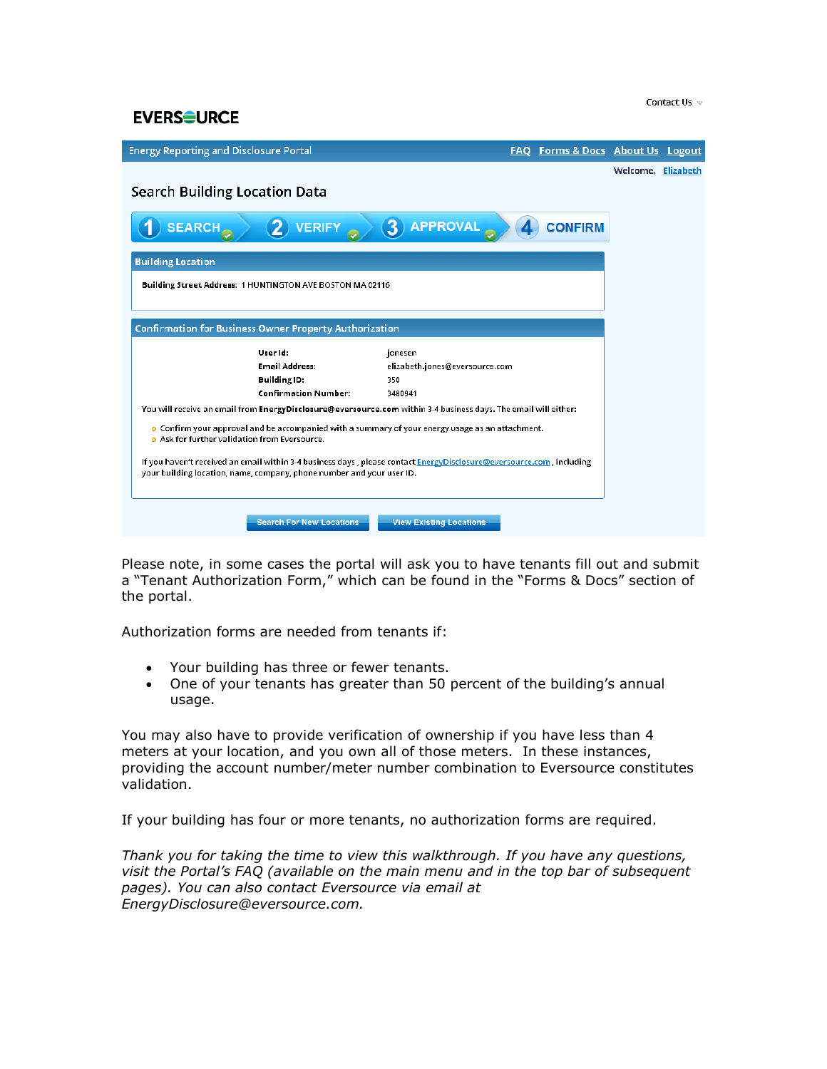Contact Us

EVERSOURCE

Energy Reporting and Disclosure Portal — FAQ | Forms & Docs | About Us | Logout

Welcome, Elizabeth

## Search Building Location Data

1 SEARCH — 2 VERIFY — 3 APPROVAL — 4 CONFIRM

### Building Location

**Building Street Address:** 1 HUNTINGTON AVE BOSTON MA 02116

### Confirmation for Business Owner Property Authorization

| | |
|---|---|
| **User Id:** | jonesen |
| **Email Address:** | elizabeth.jones@eversource.com |
| **Building ID:** | 350 |
| **Confirmation Number:** | 3480941 |

You will receive an email from **EnergyDisclosure@eversource.com** within 3-4 business days. The email will either:

- Confirm your approval and be accompanied with a summary of your energy usage as an attachment.
- Ask for further validation from Eversource.

If you haven't received an email within 3-4 business days , please contact EnergyDisclosure@eversource.com, including your building location, name, company, phone number and your user ID.

Search For New Locations | View Existing Locations

Please note, in some cases the portal will ask you to have tenants fill out and submit a "Tenant Authorization Form," which can be found in the "Forms & Docs" section of the portal.

Authorization forms are needed from tenants if:

- Your building has three or fewer tenants.
- One of your tenants has greater than 50 percent of the building's annual usage.

You may also have to provide verification of ownership if you have less than 4 meters at your location, and you own all of those meters. In these instances, providing the account number/meter number combination to Eversource constitutes validation.

If your building has four or more tenants, no authorization forms are required.

*Thank you for taking the time to view this walkthrough. If you have any questions, visit the Portal's FAQ (available on the main menu and in the top bar of subsequent pages). You can also contact Eversource via email at EnergyDisclosure@eversource.com.*